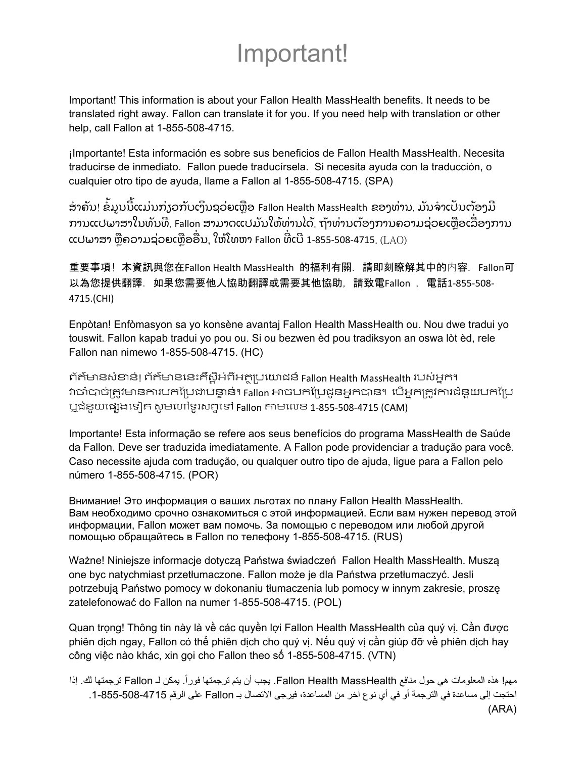# Important!

Important! This information is about your Fallon Health MassHealth benefits. It needs to be translated right away. Fallon can translate it for you. If you need help with translation or other help, call Fallon at 1-855-508-4715.

¡Importante! Esta información es sobre sus beneficios de Fallon Health MassHealth. Necesita traducirse de inmediato. Fallon puede traducírsela. Si necesita ayuda con la traducción, o cualquier otro tipo de ayuda, llame a Fallon al 1-855-508-4715. (SPA)

ສຳຄັນ! ຂໍ້ມູນນີ້ແມ່ນກ່ຽວກັບເງິນຊ່ວຍເຫຼືອ Fallon Health MassHealth ຂອງທ່ານ. ມັນຈຳເປັນຕ້ອງມີການແປພາສາໃນທັນທີ. Fallon ສາມາດແປມັນໃຫ້ທ່ານໄດ້. ຖ້າທ່ານຕ້ອງການຄວາມຊ່ວຍເຫຼືອເລື່ອງການແປພາສາ ຫຼືຄວາມຊ່ວຍເຫຼືອອື່ນ, ໃຫ້ໂທຫາ Fallon ທີ່ເບີ 1-855-508-4715. (LAO)

重要事項！本資訊與您在Fallon Health MassHealth 的福利有關．請即刻瞭解其中的內容．Fallon可以為您提供翻譯．如果您需要他人協助翻譯或需要其他協助，請致電Fallon，電話1-855-508-4715.(CHI)

Enpòtan! Enfòmasyon sa yo konsène avantaj Fallon Health MassHealth ou. Nou dwe tradui yo touswit. Fallon kapab tradui yo pou ou. Si ou bezwen èd pou tradiksyon an oswa lòt èd, rele Fallon nan nimewo 1-855-508-4715. (HC)

ព័ត៌មានសំខាន់! ព័ត៌មាននេះគឺស្តីអំពីអត្ថប្រយោជន៍ Fallon Health MassHealth របស់អ្នក។ វាចាំបាច់ត្រូវមានការបកប្រែជាបន្ទាន់។ Fallon អាចបកប្រែជូនអ្នកបាន។ បើអ្នកត្រូវការជំនួយបកប្រែ ឬជំនួយផ្សេងទៀត សូមហៅទូរសព្ទទៅ Fallon តាមលេខ 1-855-508-4715 (CAM)

Importante! Esta informação se refere aos seus benefícios do programa MassHealth de Saúde da Fallon. Deve ser traduzida imediatamente. A Fallon pode providenciar a tradução para você. Caso necessite ajuda com tradução, ou qualquer outro tipo de ajuda, ligue para a Fallon pelo número 1-855-508-4715. (POR)

Внимание! Это информация о ваших льготах по плану Fallon Health MassHealth. Вам необходимо срочно ознакомиться с этой информацией. Если вам нужен перевод этой информации, Fallon может вам помочь. За помощью с переводом или любой другой помощью обращайтесь в Fallon по телефону 1-855-508-4715. (RUS)

Ważne! Niniejsze informacje dotyczą Państwa świadczeń Fallon Health MassHealth. Muszą one byc natychmiast przetłumaczone. Fallon może je dla Państwa przetłumaczyć. Jesli potrzebują Państwo pomocy w dokonaniu tłumaczenia lub pomocy w innym zakresie, proszę zatelefonować do Fallon na numer 1-855-508-4715. (POL)

Quan trọng! Thông tin này là về các quyền lợi Fallon Health MassHealth của quý vị. Cần được phiên dịch ngay, Fallon có thể phiên dịch cho quý vị. Nếu quý vị cần giúp đỡ về phiên dịch hay công việc nào khác, xin gọi cho Fallon theo số 1-855-508-4715. (VTN)

مهم! هذه المعلومات هي حول منافع Fallon Health MassHealth. يجب أن يتم ترجمتها فوراً. يمكن لـ Fallon ترجمتها لك. إذا احتجت إلى مساعدة في الترجمة أو في أي نوع آخر من المساعدة، فيرجى الاتصال بـ Fallon على الرقم 1-855-508-4715. (ARA)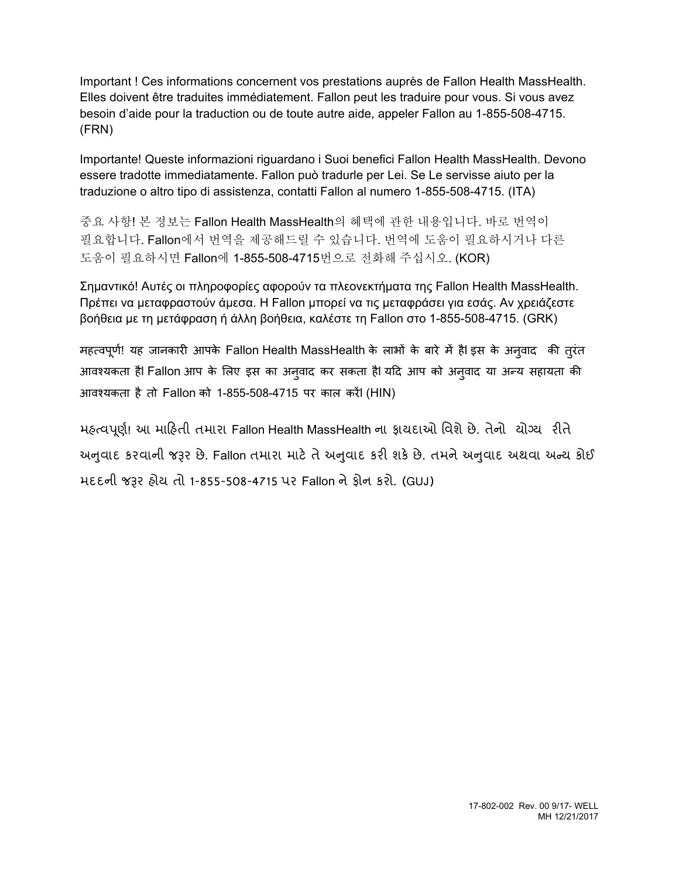Important ! Ces informations concernent vos prestations auprès de Fallon Health MassHealth. Elles doivent être traduites immédiatement. Fallon peut les traduire pour vous. Si vous avez besoin d'aide pour la traduction ou de toute autre aide, appeler Fallon au 1-855-508-4715. (FRN)

Importante! Queste informazioni riguardano i Suoi benefici Fallon Health MassHealth. Devono essere tradotte immediatamente. Fallon può tradurle per Lei. Se Le servisse aiuto per la traduzione o altro tipo di assistenza, contatti Fallon al numero 1-855-508-4715. (ITA)

중요 사항! 본 정보는 Fallon Health MassHealth의 혜택에 관한 내용입니다. 바로 번역이 필요합니다. Fallon에서 번역을 제공해드릴 수 있습니다. 번역에 도움이 필요하시거나 다른 도움이 필요하시면 Fallon에 1-855-508-4715번으로 전화해 주십시오. (KOR)

Σημαντικό! Αυτές οι πληροφορίες αφορούν τα πλεονεκτήματα της Fallon Health MassHealth. Πρέπει να μεταφραστούν άμεσα. Η Fallon μπορεί να τις μεταφράσει για εσάς. Αν χρειάζεστε βοήθεια με τη μετάφραση ή άλλη βοήθεια, καλέστε τη Fallon στο 1-855-508-4715. (GRK)

महत्वपूर्ण! यह जानकारी आपके Fallon Health MassHealth के लाभों के बारे में है। इस के अनुवाद की तुरंत आवश्यकता है। Fallon आप के लिए इस का अनुवाद कर सकता है। यदि आप को अनुवाद या अन्य सहायता की आवश्यकता है तो Fallon को 1-855-508-4715 पर काल करें। (HIN)

મહત્વપૂર્ણ! આ માહિતી તમારા Fallon Health MassHealth ના ફાયદાઓ વિશે છે. તેનો યોગ્ય રીતે અનુવાદ કરવાની જરૂર છે. Fallon તમારા માટે તે અનુવાદ કરી શકે છે. તમને અનુવાદ અથવા અન્ય કોઈ મદદની જરૂર હોય તો 1-855-508-4715 પર Fallon ને ફોન કરો. (GUJ)

17-802-002 Rev. 00 9/17- WELL
MH 12/21/2017